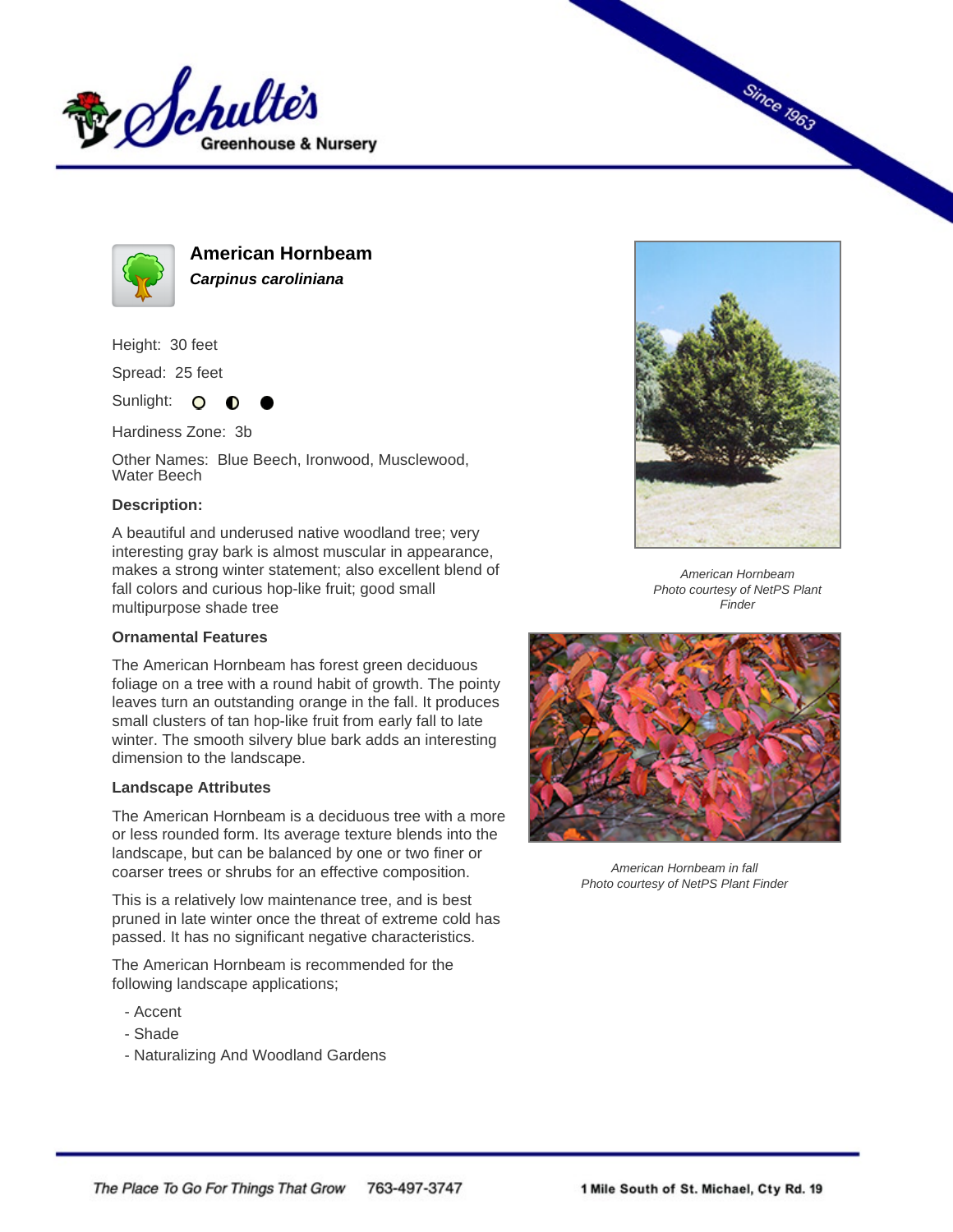# American Hornbeam

***Carpinus caroliniana***

Height: 30 feet

Spread: 25 feet

Sunlight: ○ ◐ ●

Hardiness Zone: 3b

Other Names: Blue Beech, Ironwood, Musclewood, Water Beech

**Description:**

A beautiful and underused native woodland tree; very interesting gray bark is almost muscular in appearance, makes a strong winter statement; also excellent blend of fall colors and curious hop-like fruit; good small multipurpose shade tree

### Ornamental Features

The American Hornbeam has forest green deciduous foliage on a tree with a round habit of growth. The pointy leaves turn an outstanding orange in the fall. It produces small clusters of tan hop-like fruit from early fall to late winter. The smooth silvery blue bark adds an interesting dimension to the landscape.

### Landscape Attributes

The American Hornbeam is a deciduous tree with a more or less rounded form. Its average texture blends into the landscape, but can be balanced by one or two finer or coarser trees or shrubs for an effective composition.

This is a relatively low maintenance tree, and is best pruned in late winter once the threat of extreme cold has passed. It has no significant negative characteristics.

The American Hornbeam is recommended for the following landscape applications;

- Accent
- Shade
- Naturalizing And Woodland Gardens

*American Hornbeam*
*Photo courtesy of NetPS Plant Finder*

*American Hornbeam in fall*
*Photo courtesy of NetPS Plant Finder*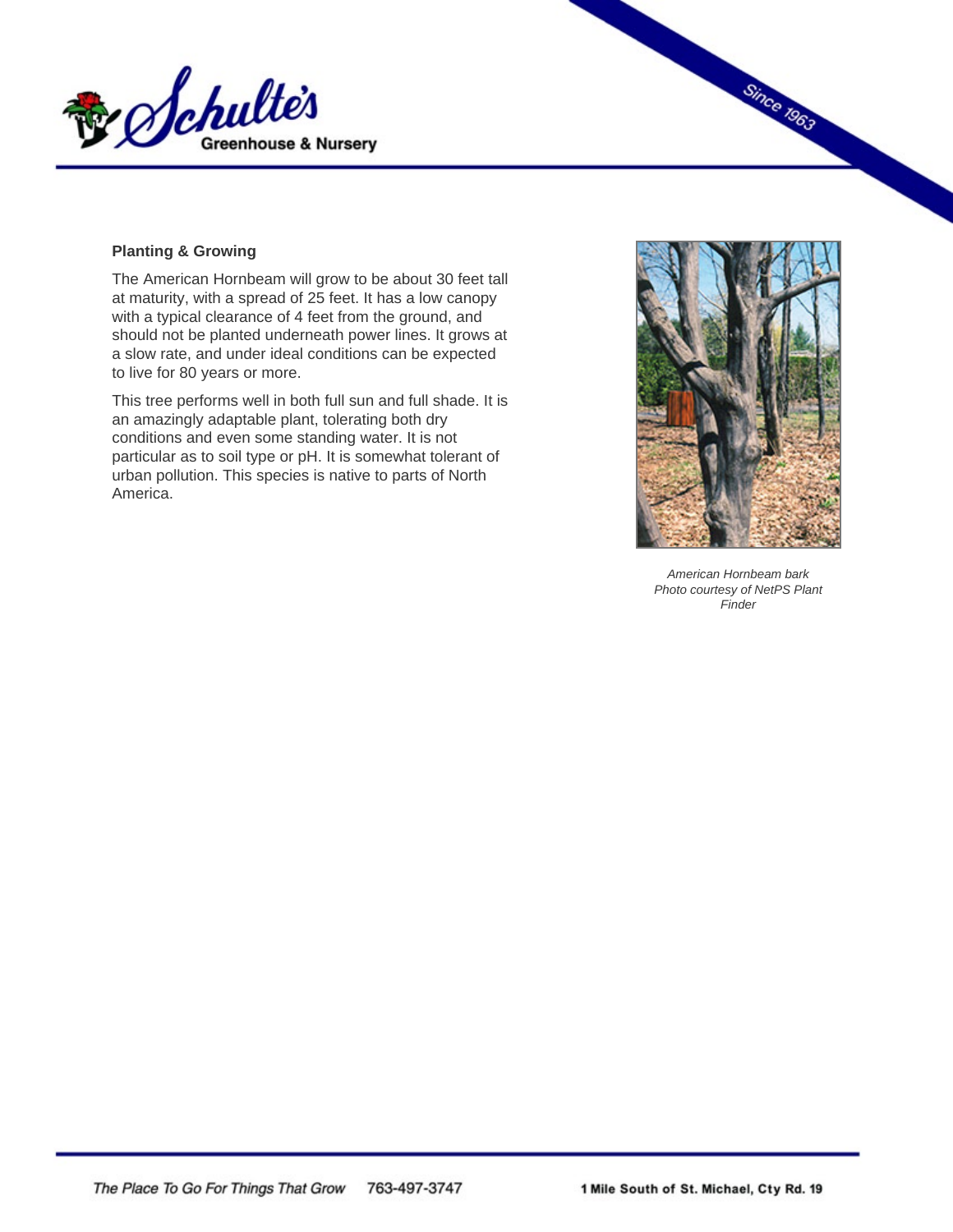## Planting & Growing

The American Hornbeam will grow to be about 30 feet tall at maturity, with a spread of 25 feet. It has a low canopy with a typical clearance of 4 feet from the ground, and should not be planted underneath power lines. It grows at a slow rate, and under ideal conditions can be expected to live for 80 years or more.

This tree performs well in both full sun and full shade. It is an amazingly adaptable plant, tolerating both dry conditions and even some standing water. It is not particular as to soil type or pH. It is somewhat tolerant of urban pollution. This species is native to parts of North America.

*American Hornbeam bark*
*Photo courtesy of NetPS Plant Finder*